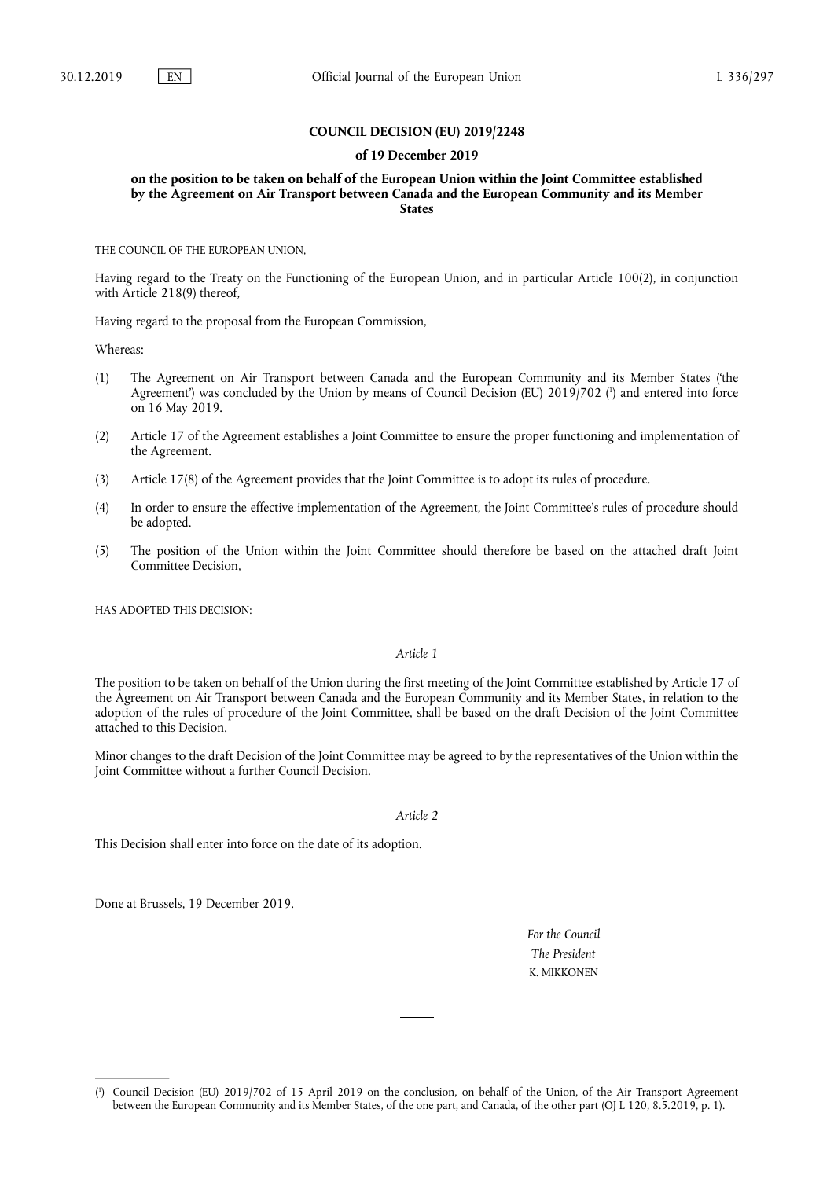# COUNCIL DECISION (EU) 2019/2248

## of 19 December 2019

## on the position to be taken on behalf of the European Union within the Joint Committee established by the Agreement on Air Transport between Canada and the European Community and its Member States

THE COUNCIL OF THE EUROPEAN UNION,

Having regard to the Treaty on the Functioning of the European Union, and in particular Article 100(2), in conjunction with Article 218(9) thereof,

Having regard to the proposal from the European Commission,

Whereas:

(1) The Agreement on Air Transport between Canada and the European Community and its Member States ('the Agreement') was concluded by the Union by means of Council Decision (EU) 2019/702 [1] and entered into force on 16 May 2019.

(2) Article 17 of the Agreement establishes a Joint Committee to ensure the proper functioning and implementation of the Agreement.

(3) Article 17(8) of the Agreement provides that the Joint Committee is to adopt its rules of procedure.

(4) In order to ensure the effective implementation of the Agreement, the Joint Committee's rules of procedure should be adopted.

(5) The position of the Union within the Joint Committee should therefore be based on the attached draft Joint Committee Decision,

HAS ADOPTED THIS DECISION:

*Article 1*

The position to be taken on behalf of the Union during the first meeting of the Joint Committee established by Article 17 of the Agreement on Air Transport between Canada and the European Community and its Member States, in relation to the adoption of the rules of procedure of the Joint Committee, shall be based on the draft Decision of the Joint Committee attached to this Decision.

Minor changes to the draft Decision of the Joint Committee may be agreed to by the representatives of the Union within the Joint Committee without a further Council Decision.

*Article 2*

This Decision shall enter into force on the date of its adoption.

Done at Brussels, 19 December 2019.

*For the Council*

*The President*

K. MIKKONEN

---

[1] Council Decision (EU) 2019/702 of 15 April 2019 on the conclusion, on behalf of the Union, of the Air Transport Agreement between the European Community and its Member States, of the one part, and Canada, of the other part (OJ L 120, 8.5.2019, p. 1).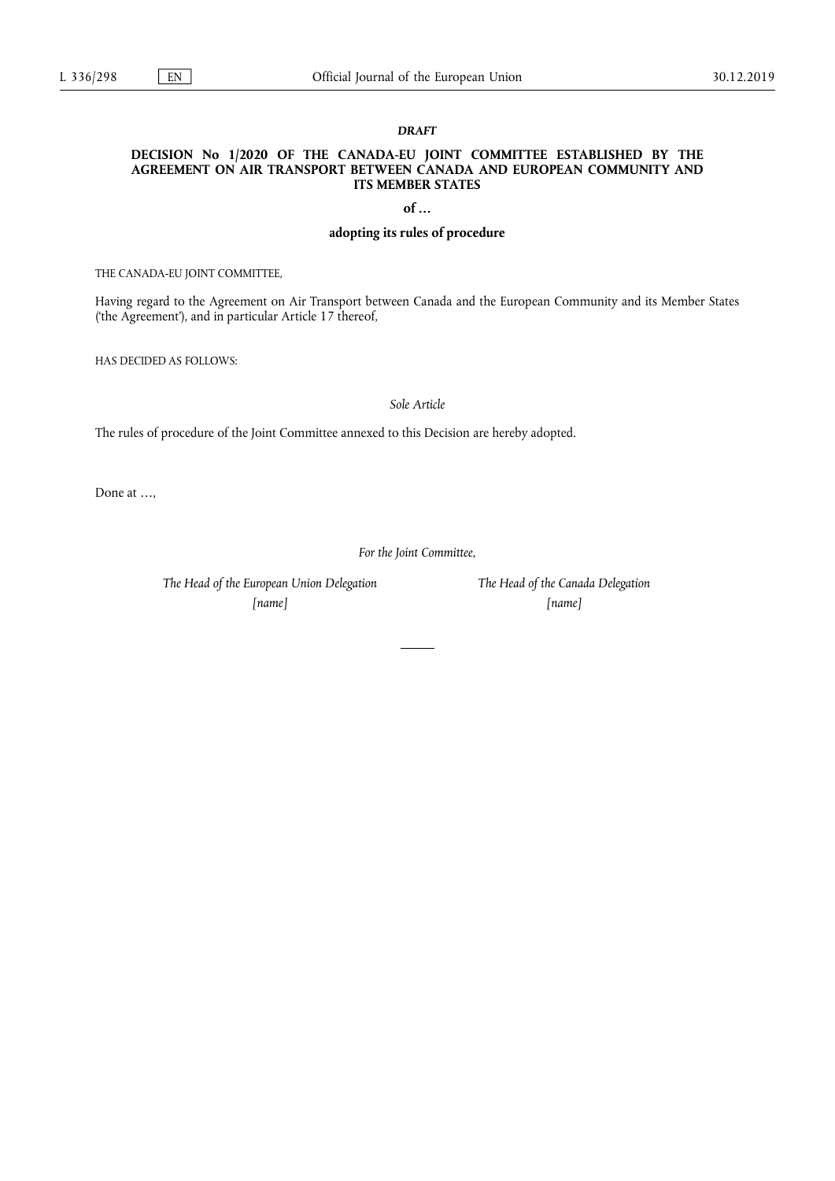***DRAFT***

**DECISION No 1/2020 OF THE CANADA-EU JOINT COMMITTEE ESTABLISHED BY THE AGREEMENT ON AIR TRANSPORT BETWEEN CANADA AND EUROPEAN COMMUNITY AND ITS MEMBER STATES**

**of …**

**adopting its rules of procedure**

THE CANADA-EU JOINT COMMITTEE,

Having regard to the Agreement on Air Transport between Canada and the European Community and its Member States ('the Agreement'), and in particular Article 17 thereof,

HAS DECIDED AS FOLLOWS:

*Sole Article*

The rules of procedure of the Joint Committee annexed to this Decision are hereby adopted.

Done at …,

*For the Joint Committee,*

*The Head of the European Union Delegation*
*[name]*

*The Head of the Canada Delegation*
*[name]*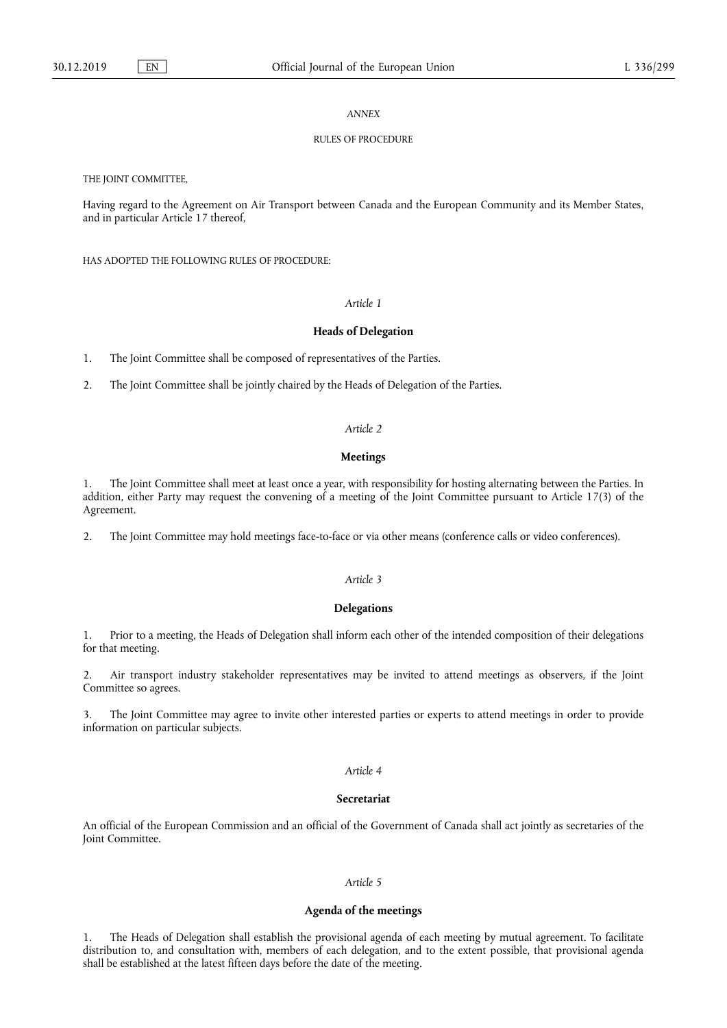*ANNEX*

RULES OF PROCEDURE

THE JOINT COMMITTEE,

Having regard to the Agreement on Air Transport between Canada and the European Community and its Member States, and in particular Article 17 thereof,

HAS ADOPTED THE FOLLOWING RULES OF PROCEDURE:

*Article 1*

**Heads of Delegation**

1. The Joint Committee shall be composed of representatives of the Parties.

2. The Joint Committee shall be jointly chaired by the Heads of Delegation of the Parties.

*Article 2*

**Meetings**

1. The Joint Committee shall meet at least once a year, with responsibility for hosting alternating between the Parties. In addition, either Party may request the convening of a meeting of the Joint Committee pursuant to Article 17(3) of the Agreement.

2. The Joint Committee may hold meetings face-to-face or via other means (conference calls or video conferences).

*Article 3*

**Delegations**

1. Prior to a meeting, the Heads of Delegation shall inform each other of the intended composition of their delegations for that meeting.

2. Air transport industry stakeholder representatives may be invited to attend meetings as observers, if the Joint Committee so agrees.

3. The Joint Committee may agree to invite other interested parties or experts to attend meetings in order to provide information on particular subjects.

*Article 4*

**Secretariat**

An official of the European Commission and an official of the Government of Canada shall act jointly as secretaries of the Joint Committee.

*Article 5*

**Agenda of the meetings**

1. The Heads of Delegation shall establish the provisional agenda of each meeting by mutual agreement. To facilitate distribution to, and consultation with, members of each delegation, and to the extent possible, that provisional agenda shall be established at the latest fifteen days before the date of the meeting.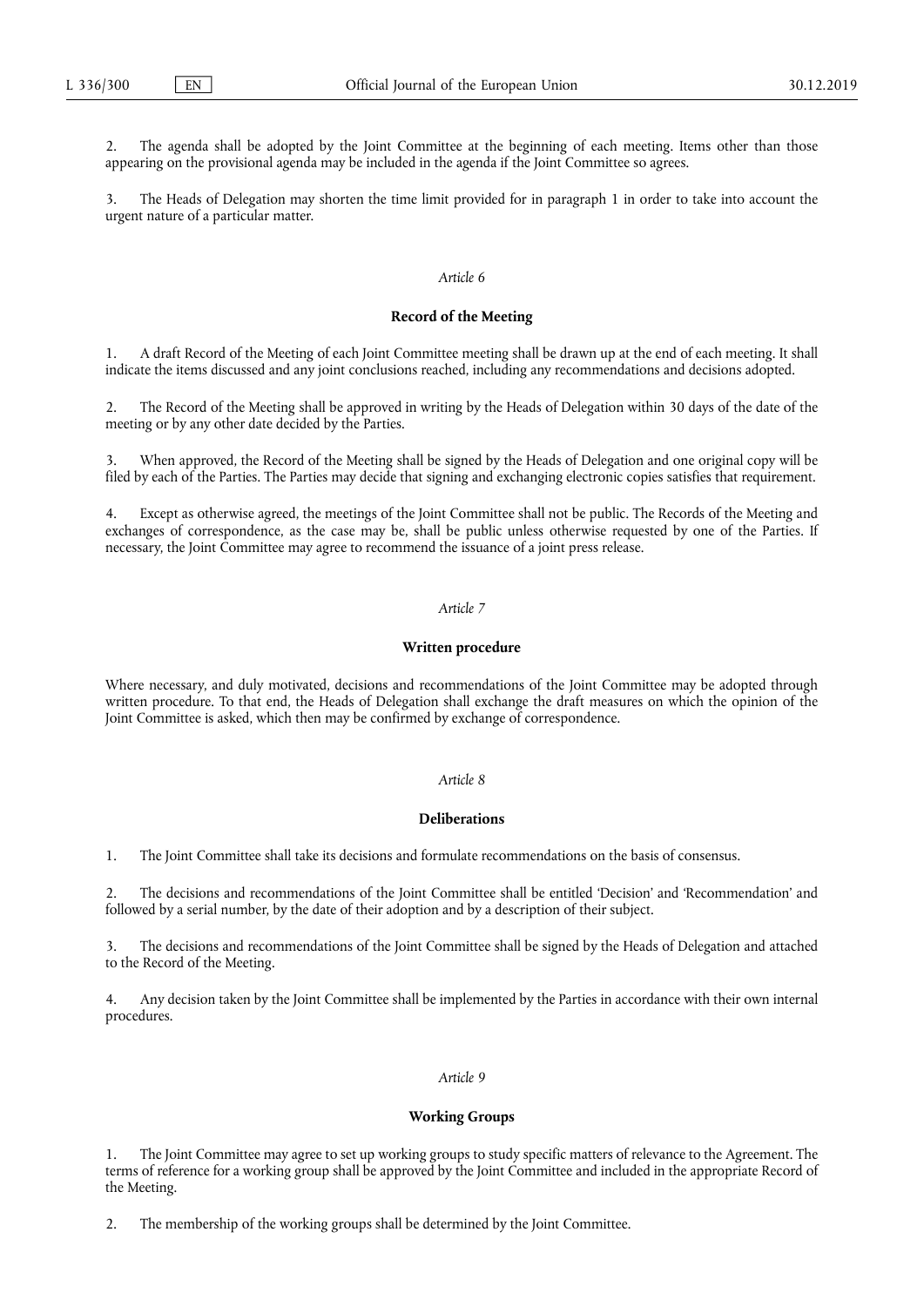2. The agenda shall be adopted by the Joint Committee at the beginning of each meeting. Items other than those appearing on the provisional agenda may be included in the agenda if the Joint Committee so agrees.

3. The Heads of Delegation may shorten the time limit provided for in paragraph 1 in order to take into account the urgent nature of a particular matter.

*Article 6*

**Record of the Meeting**

1. A draft Record of the Meeting of each Joint Committee meeting shall be drawn up at the end of each meeting. It shall indicate the items discussed and any joint conclusions reached, including any recommendations and decisions adopted.

2. The Record of the Meeting shall be approved in writing by the Heads of Delegation within 30 days of the date of the meeting or by any other date decided by the Parties.

3. When approved, the Record of the Meeting shall be signed by the Heads of Delegation and one original copy will be filed by each of the Parties. The Parties may decide that signing and exchanging electronic copies satisfies that requirement.

4. Except as otherwise agreed, the meetings of the Joint Committee shall not be public. The Records of the Meeting and exchanges of correspondence, as the case may be, shall be public unless otherwise requested by one of the Parties. If necessary, the Joint Committee may agree to recommend the issuance of a joint press release.

*Article 7*

**Written procedure**

Where necessary, and duly motivated, decisions and recommendations of the Joint Committee may be adopted through written procedure. To that end, the Heads of Delegation shall exchange the draft measures on which the opinion of the Joint Committee is asked, which then may be confirmed by exchange of correspondence.

*Article 8*

**Deliberations**

1. The Joint Committee shall take its decisions and formulate recommendations on the basis of consensus.

2. The decisions and recommendations of the Joint Committee shall be entitled 'Decision' and 'Recommendation' and followed by a serial number, by the date of their adoption and by a description of their subject.

3. The decisions and recommendations of the Joint Committee shall be signed by the Heads of Delegation and attached to the Record of the Meeting.

4. Any decision taken by the Joint Committee shall be implemented by the Parties in accordance with their own internal procedures.

*Article 9*

**Working Groups**

1. The Joint Committee may agree to set up working groups to study specific matters of relevance to the Agreement. The terms of reference for a working group shall be approved by the Joint Committee and included in the appropriate Record of the Meeting.

2. The membership of the working groups shall be determined by the Joint Committee.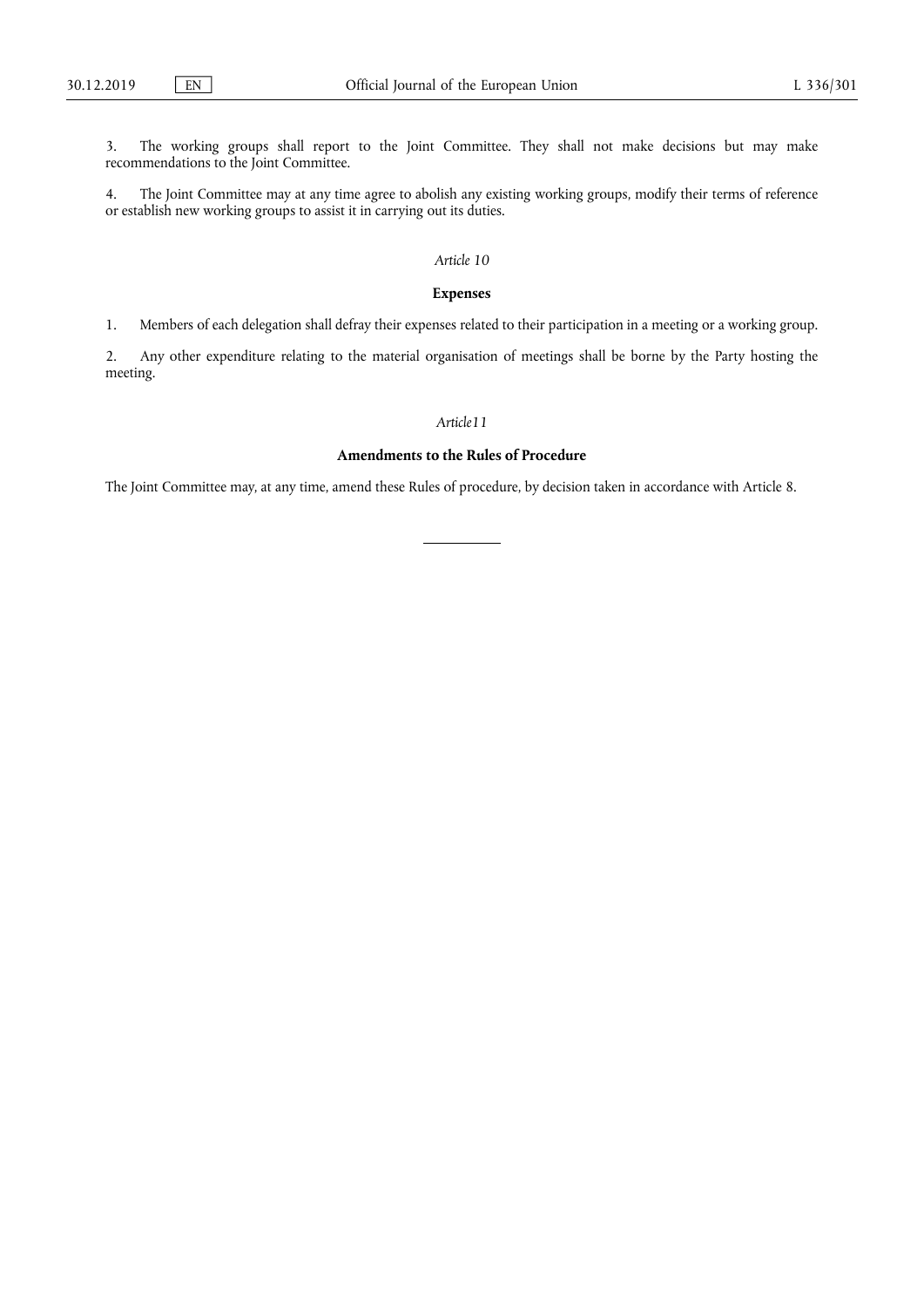3. The working groups shall report to the Joint Committee. They shall not make decisions but may make recommendations to the Joint Committee.

4. The Joint Committee may at any time agree to abolish any existing working groups, modify their terms of reference or establish new working groups to assist it in carrying out its duties.

*Article 10*

**Expenses**

1. Members of each delegation shall defray their expenses related to their participation in a meeting or a working group.

2. Any other expenditure relating to the material organisation of meetings shall be borne by the Party hosting the meeting.

*Article11*

**Amendments to the Rules of Procedure**

The Joint Committee may, at any time, amend these Rules of procedure, by decision taken in accordance with Article 8.